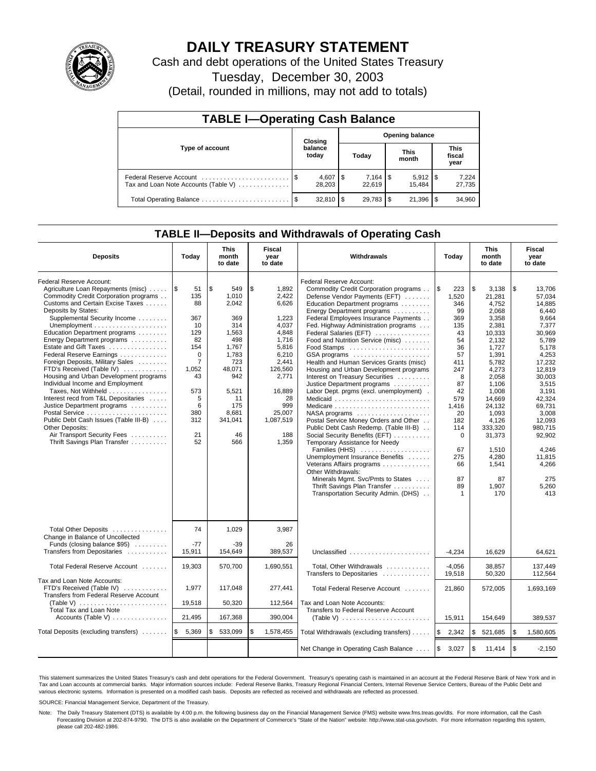# DAILY TREASURY STATEMENT

Cash and debt operations of the United States Treasury

Tuesday, December 30, 2003

(Detail, rounded in millions, may not add to totals)

## TABLE I—Operating Cash Balance

| Type of account | Closing balance today | Opening balance Today | Opening balance This month | Opening balance This fiscal year |
|---|---|---|---|---|
| Federal Reserve Account | $ 4,607 | $ 7,164 | $ 5,912 | $ 7,224 |
| Tax and Loan Note Accounts (Table V) | 28,203 | 22,619 | 15,484 | 27,735 |
| Total Operating Balance | $ 32,810 | $ 29,783 | $ 21,396 | $ 34,960 |

## TABLE II—Deposits and Withdrawals of Operating Cash

| Deposits | Today | This month to date | Fiscal year to date | Withdrawals | Today | This month to date | Fiscal year to date |
|---|---|---|---|---|---|---|---|
| Federal Reserve Account: | | | | Federal Reserve Account: | | | |
| Agriculture Loan Repayments (misc) | $ 51 | $ 549 | $ 1,892 | Commodity Credit Corporation programs | $ 223 | $ 3,138 | $ 13,706 |
| Commodity Credit Corporation programs | 135 | 1,010 | 2,422 | Defense Vendor Payments (EFT) | 1,520 | 21,281 | 57,034 |
| Customs and Certain Excise Taxes | 88 | 2,042 | 6,626 | Education Department programs | 346 | 4,752 | 14,885 |
| Deposits by States: | | | | Energy Department programs | 99 | 2,068 | 6,440 |
| Supplemental Security Income | 367 | 369 | 1,223 | Federal Employees Insurance Payments | 369 | 3,358 | 9,664 |
| Unemployment | 10 | 314 | 4,037 | Fed. Highway Administration programs | 135 | 2,381 | 7,377 |
| Education Department programs | 129 | 1,563 | 4,848 | Federal Salaries (EFT) | 43 | 10,333 | 30,969 |
| Energy Department programs | 82 | 498 | 1,716 | Food and Nutrition Service (misc) | 54 | 2,132 | 5,789 |
| Estate and Gift Taxes | 154 | 1,767 | 5,816 | Food Stamps | 36 | 1,727 | 5,178 |
| Federal Reserve Earnings | 0 | 1,783 | 6,210 | GSA programs | 57 | 1,391 | 4,253 |
| Foreign Deposits, Military Sales | 7 | 723 | 2,441 | Health and Human Services Grants (misc) | 411 | 5,782 | 17,232 |
| FTD's Received (Table IV) | 1,052 | 48,071 | 126,560 | Housing and Urban Development programs | 247 | 4,273 | 12,819 |
| Housing and Urban Development programs | 43 | 942 | 2,771 | Interest on Treasury Securities | 8 | 2,058 | 30,003 |
| Individual Income and Employment | | | | Justice Department programs | 87 | 1,106 | 3,515 |
| Taxes, Not Withheld | 573 | 5,521 | 16,889 | Labor Dept. prgms (excl. unemployment) | 42 | 1,008 | 3,191 |
| Interest recd from T&L Depositaries | 5 | 11 | 28 | Medicaid | 579 | 14,669 | 42,324 |
| Justice Department programs | 6 | 175 | 999 | Medicare | 1,416 | 24,132 | 69,731 |
| Postal Service | 380 | 8,681 | 25,007 | NASA programs | 20 | 1,093 | 3,008 |
| Public Debt Cash Issues (Table III-B) | 312 | 341,041 | 1,087,519 | Postal Service Money Orders and Other | 182 | 4,126 | 12,093 |
| Other Deposits: | | | | Public Debt Cash Redemp. (Table III-B) | 114 | 333,320 | 980,715 |
| Air Transport Security Fees | 21 | 46 | 188 | Social Security Benefits (EFT) | 0 | 31,373 | 92,902 |
| Thrift Savings Plan Transfer | 52 | 566 | 1,359 | Temporary Assistance for Needy | | | |
| | | | | Families (HHS) | 67 | 1,510 | 4,246 |
| | | | | Unemployment Insurance Benefits | 275 | 4,280 | 11,815 |
| | | | | Veterans Affairs programs | 66 | 1,541 | 4,266 |
| | | | | Other Withdrawals: | | | |
| | | | | Minerals Mgmt. Svc/Pmts to States | 87 | 87 | 275 |
| | | | | Thrift Savings Plan Transfer | 89 | 1,907 | 5,260 |
| | | | | Transportation Security Admin. (DHS) | 1 | 170 | 413 |
| Total Other Deposits | 74 | 1,029 | 3,987 | | | | |
| Change in Balance of Uncollected Funds (closing balance $95) | -77 | -39 | 26 | | | | |
| Transfers from Depositaries | 15,911 | 154,649 | 389,537 | Unclassified | -4,234 | 16,629 | 64,621 |
| Total Federal Reserve Account | 19,303 | 570,700 | 1,690,551 | Total, Other Withdrawals | -4,056 | 38,857 | 137,449 |
| | | | | Transfers to Depositaries | 19,518 | 50,320 | 112,564 |
| Tax and Loan Note Accounts: | | | | | | | |
| FTD's Received (Table IV) | 1,977 | 117,048 | 277,441 | Total Federal Reserve Account | 21,860 | 572,005 | 1,693,169 |
| Transfers from Federal Reserve Account (Table V) | 19,518 | 50,320 | 112,564 | Tax and Loan Note Accounts: | | | |
| Total Tax and Loan Note Accounts (Table V) | 21,495 | 167,368 | 390,004 | Transfers to Federal Reserve Account (Table V) | 15,911 | 154,649 | 389,537 |
| Total Deposits (excluding transfers) | $ 5,369 | $ 533,099 | $ 1,578,455 | Total Withdrawals (excluding transfers) | $ 2,342 | $ 521,685 | $ 1,580,605 |
| | | | | Net Change in Operating Cash Balance | $ 3,027 | $ 11,414 | $ -2,150 |

This statement summarizes the United States Treasury's cash and debt operations for the Federal Government. Treasury's operating cash is maintained in an account at the Federal Reserve Bank of New York and in Tax and Loan accounts at commercial banks. Major information sources include: Federal Reserve Banks, Treasury Regional Financial Centers, Internal Revenue Service Centers, Bureau of the Public Debt and various electronic systems. Information is presented on a modified cash basis. Deposits are reflected as received and withdrawals are reflected as processed.

SOURCE: Financial Management Service, Department of the Treasury.

Note: The Daily Treasury Statement (DTS) is available by 4:00 p.m. the following business day on the Financial Management Service (FMS) website www.fms.treas.gov/dts. For more information, call the Cash Forecasting Division at 202-874-9790. The DTS is also available on the Department of Commerce's "State of the Nation" website: http://www.stat-usa.gov/sotn. For more information regarding this system, please call 202-482-1986.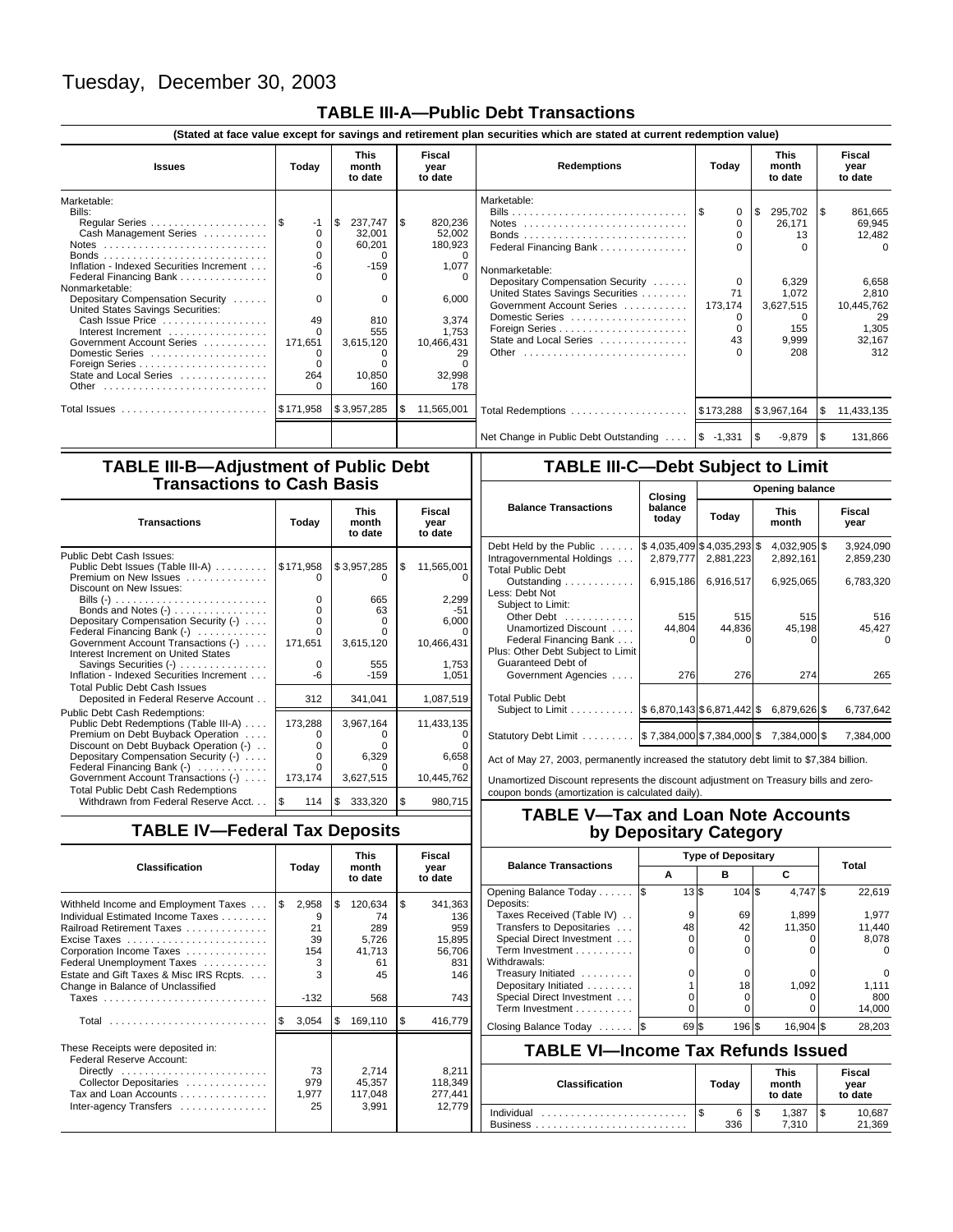# Tuesday, December 30, 2003

## TABLE III-A—Public Debt Transactions

(Stated at face value except for savings and retirement plan securities which are stated at current redemption value)

| Issues | Today | This month to date | Fiscal year to date |
|---|---|---|---|
| Marketable: | | | |
| Bills: | | | |
| Regular Series | $ -1 | $ 237,747 | $ 820,236 |
| Cash Management Series | 0 | 32,001 | 52,002 |
| Notes | 0 | 60,201 | 180,923 |
| Bonds | 0 | 0 | 0 |
| Inflation - Indexed Securities Increment | -6 | -159 | 1,077 |
| Federal Financing Bank | 0 | 0 | 0 |
| Nonmarketable: | | | |
| Depositary Compensation Security | 0 | 0 | 6,000 |
| United States Savings Securities: | | | |
| Cash Issue Price | 49 | 810 | 3,374 |
| Interest Increment | 0 | 555 | 1,753 |
| Government Account Series | 171,651 | 3,615,120 | 10,466,431 |
| Domestic Series | 0 | 0 | 29 |
| Foreign Series | 0 | 0 | 0 |
| State and Local Series | 264 | 10,850 | 32,998 |
| Other | 0 | 160 | 178 |
| Total Issues | $171,958 | $3,957,285 | $ 11,565,001 |

| Redemptions | Today | This month to date | Fiscal year to date |
|---|---|---|---|
| Marketable: | | | |
| Bills | $ 0 | $ 295,702 | $ 861,665 |
| Notes | 0 | 26,171 | 69,945 |
| Bonds | 0 | 13 | 12,482 |
| Federal Financing Bank | 0 | 0 | 0 |
| Nonmarketable: | | | |
| Depositary Compensation Security | 0 | 6,329 | 6,658 |
| United States Savings Securities | 71 | 1,072 | 2,810 |
| Government Account Series | 173,174 | 3,627,515 | 10,445,762 |
| Domestic Series | 0 | 0 | 29 |
| Foreign Series | 0 | 155 | 1,305 |
| State and Local Series | 43 | 9,999 | 32,167 |
| Other | 0 | 208 | 312 |
| Total Redemptions | $173,288 | $3,967,164 | $ 11,433,135 |
| Net Change in Public Debt Outstanding | $ -1,331 | $ -9,879 | $ 131,866 |

## TABLE III-B—Adjustment of Public Debt Transactions to Cash Basis

| Transactions | Today | This month to date | Fiscal year to date |
|---|---|---|---|
| Public Debt Cash Issues: | | | |
| Public Debt Issues (Table III-A) | $171,958 | $3,957,285 | $ 11,565,001 |
| Premium on New Issues | 0 | 0 | 0 |
| Discount on New Issues: | | | |
| Bills (-) | 0 | 665 | 2,299 |
| Bonds and Notes (-) | 0 | 63 | -51 |
| Depositary Compensation Security (-) | 0 | 0 | 6,000 |
| Federal Financing Bank (-) | 0 | 0 | 0 |
| Government Account Transactions (-) | 171,651 | 3,615,120 | 10,466,431 |
| Interest Increment on United States Savings Securities (-) | 0 | 555 | 1,753 |
| Inflation - Indexed Securities Increment | -6 | -159 | 1,051 |
| Total Public Debt Cash Issues Deposited in Federal Reserve Account | 312 | 341,041 | 1,087,519 |
| Public Debt Cash Redemptions: | | | |
| Public Debt Redemptions (Table III-A) | 173,288 | 3,967,164 | 11,433,135 |
| Premium on Debt Buyback Operation | 0 | 0 | 0 |
| Discount on Debt Buyback Operation (-) | 0 | 0 | 0 |
| Depositary Compensation Security (-) | 0 | 6,329 | 6,658 |
| Federal Financing Bank (-) | 0 | 0 | 0 |
| Government Account Transactions (-) | 173,174 | 3,627,515 | 10,445,762 |
| Total Public Debt Cash Redemptions Withdrawn from Federal Reserve Acct. | $ 114 | $ 333,320 | $ 980,715 |

## TABLE III-C—Debt Subject to Limit

| Balance Transactions | Closing balance today | Opening balance Today | Opening balance This month | Opening balance Fiscal year |
|---|---|---|---|---|
| Debt Held by the Public | $ 4,035,409 | $ 4,035,293 | $ 4,032,905 | $ 3,924,090 |
| Intragovernmental Holdings | 2,879,777 | 2,881,223 | 2,892,161 | 2,859,230 |
| Total Public Debt Outstanding | 6,915,186 | 6,916,517 | 6,925,065 | 6,783,320 |
| Less: Debt Not Subject to Limit: | | | | |
| Other Debt | 515 | 515 | 515 | 516 |
| Unamortized Discount | 44,804 | 44,836 | 45,198 | 45,427 |
| Federal Financing Bank | 0 | 0 | 0 | 0 |
| Plus: Other Debt Subject to Limit Guaranteed Debt of Government Agencies | 276 | 276 | 274 | 265 |
| Total Public Debt Subject to Limit | $ 6,870,143 | $ 6,871,442 | $ 6,879,626 | $ 6,737,642 |
| Statutory Debt Limit | $ 7,384,000 | $ 7,384,000 | $ 7,384,000 | $ 7,384,000 |

Act of May 27, 2003, permanently increased the statutory debt limit to $7,384 billion.

Unamortized Discount represents the discount adjustment on Treasury bills and zero-coupon bonds (amortization is calculated daily).

## TABLE IV—Federal Tax Deposits

| Classification | Today | This month to date | Fiscal year to date |
|---|---|---|---|
| Withheld Income and Employment Taxes | $ 2,958 | $ 120,634 | $ 341,363 |
| Individual Estimated Income Taxes | 9 | 74 | 136 |
| Railroad Retirement Taxes | 21 | 289 | 959 |
| Excise Taxes | 39 | 5,726 | 15,895 |
| Corporation Income Taxes | 154 | 41,713 | 56,706 |
| Federal Unemployment Taxes | 3 | 61 | 831 |
| Estate and Gift Taxes & Misc IRS Rcpts. | 3 | 45 | 146 |
| Change in Balance of Unclassified Taxes | -132 | 568 | 743 |
| Total | $ 3,054 | $ 169,110 | $ 416,779 |
| These Receipts were deposited in: | | | |
| Federal Reserve Account: | | | |
| Directly | 73 | 2,714 | 8,211 |
| Collector Depositaries | 979 | 45,357 | 118,349 |
| Tax and Loan Accounts | 1,977 | 117,048 | 277,441 |
| Inter-agency Transfers | 25 | 3,991 | 12,779 |

## TABLE V—Tax and Loan Note Accounts by Depositary Category

| Balance Transactions | Type of Depositary A | B | C | Total |
|---|---|---|---|---|
| Opening Balance Today | $ 13 | $ 104 | $ 4,747 | $ 22,619 |
| Deposits: | | | | |
| Taxes Received (Table IV) | 9 | 69 | 1,899 | 1,977 |
| Transfers to Depositaries | 48 | 42 | 11,350 | 11,440 |
| Special Direct Investment | 0 | 0 | 0 | 8,078 |
| Term Investment | 0 | 0 | 0 | 0 |
| Withdrawals: | | | | |
| Treasury Initiated | 0 | 0 | 0 | 0 |
| Depositary Initiated | 1 | 18 | 1,092 | 1,111 |
| Special Direct Investment | 0 | 0 | 0 | 800 |
| Term Investment | 0 | 0 | 0 | 14,000 |
| Closing Balance Today | $ 69 | $ 196 | $ 16,904 | $ 28,203 |

## TABLE VI—Income Tax Refunds Issued

| Classification | Today | This month to date | Fiscal year to date |
|---|---|---|---|
| Individual | $ 6 | $ 1,387 | $ 10,687 |
| Business | 336 | 7,310 | 21,369 |